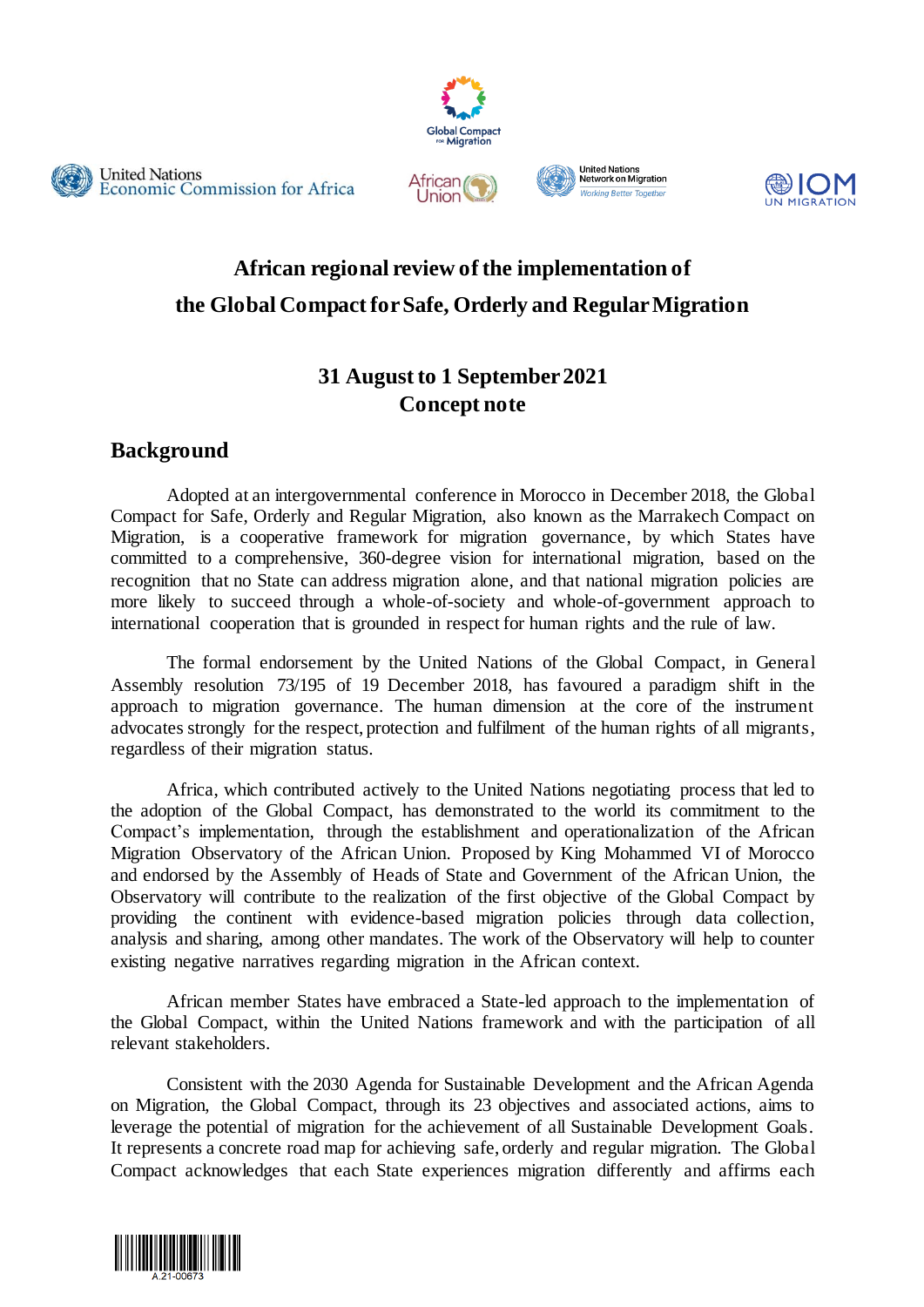# African regional review of the implementation of the Global Compact for Safe, Orderly and Regular Migration

**31 August to 1 September 2021**
**Concept note**

## Background

Adopted at an intergovernmental conference in Morocco in December 2018, the Global Compact for Safe, Orderly and Regular Migration, also known as the Marrakech Compact on Migration, is a cooperative framework for migration governance, by which States have committed to a comprehensive, 360-degree vision for international migration, based on the recognition that no State can address migration alone, and that national migration policies are more likely to succeed through a whole-of-society and whole-of-government approach to international cooperation that is grounded in respect for human rights and the rule of law.

The formal endorsement by the United Nations of the Global Compact, in General Assembly resolution 73/195 of 19 December 2018, has favoured a paradigm shift in the approach to migration governance. The human dimension at the core of the instrument advocates strongly for the respect, protection and fulfilment of the human rights of all migrants, regardless of their migration status.

Africa, which contributed actively to the United Nations negotiating process that led to the adoption of the Global Compact, has demonstrated to the world its commitment to the Compact's implementation, through the establishment and operationalization of the African Migration Observatory of the African Union. Proposed by King Mohammed VI of Morocco and endorsed by the Assembly of Heads of State and Government of the African Union, the Observatory will contribute to the realization of the first objective of the Global Compact by providing the continent with evidence-based migration policies through data collection, analysis and sharing, among other mandates. The work of the Observatory will help to counter existing negative narratives regarding migration in the African context.

African member States have embraced a State-led approach to the implementation of the Global Compact, within the United Nations framework and with the participation of all relevant stakeholders.

Consistent with the 2030 Agenda for Sustainable Development and the African Agenda on Migration, the Global Compact, through its 23 objectives and associated actions, aims to leverage the potential of migration for the achievement of all Sustainable Development Goals. It represents a concrete road map for achieving safe, orderly and regular migration. The Global Compact acknowledges that each State experiences migration differently and affirms each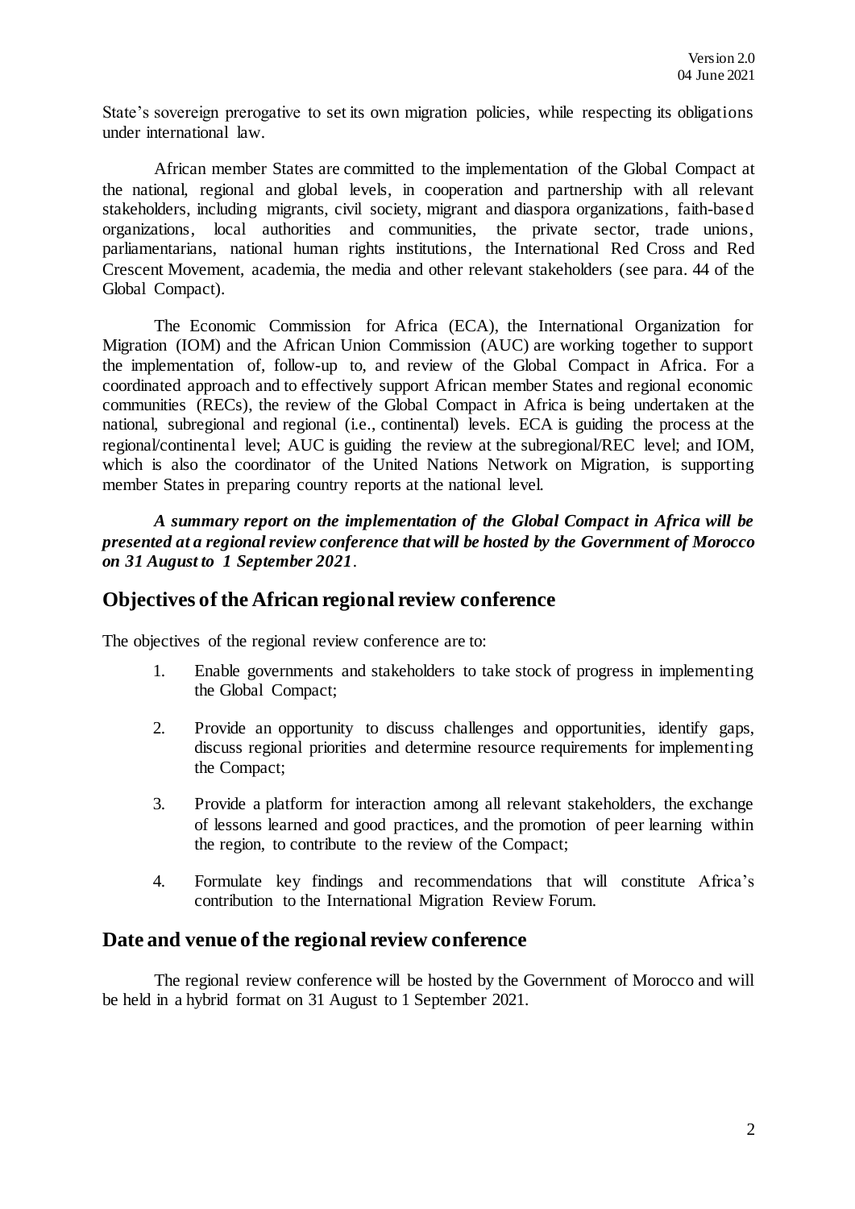State's sovereign prerogative to set its own migration policies, while respecting its obligations under international law.

African member States are committed to the implementation of the Global Compact at the national, regional and global levels, in cooperation and partnership with all relevant stakeholders, including migrants, civil society, migrant and diaspora organizations, faith-based organizations, local authorities and communities, the private sector, trade unions, parliamentarians, national human rights institutions, the International Red Cross and Red Crescent Movement, academia, the media and other relevant stakeholders (see para. 44 of the Global Compact).

The Economic Commission for Africa (ECA), the International Organization for Migration (IOM) and the African Union Commission (AUC) are working together to support the implementation of, follow-up to, and review of the Global Compact in Africa. For a coordinated approach and to effectively support African member States and regional economic communities (RECs), the review of the Global Compact in Africa is being undertaken at the national, subregional and regional (i.e., continental) levels. ECA is guiding the process at the regional/continental level; AUC is guiding the review at the subregional/REC level; and IOM, which is also the coordinator of the United Nations Network on Migration, is supporting member States in preparing country reports at the national level.

***A summary report on the implementation of the Global Compact in Africa will be presented at a regional review conference that will be hosted by the Government of Morocco on 31 August to 1 September 2021***.

## Objectives of the African regional review conference

The objectives of the regional review conference are to:

1. Enable governments and stakeholders to take stock of progress in implementing the Global Compact;
2. Provide an opportunity to discuss challenges and opportunities, identify gaps, discuss regional priorities and determine resource requirements for implementing the Compact;
3. Provide a platform for interaction among all relevant stakeholders, the exchange of lessons learned and good practices, and the promotion of peer learning within the region, to contribute to the review of the Compact;
4. Formulate key findings and recommendations that will constitute Africa's contribution to the International Migration Review Forum.

## Date and venue of the regional review conference

The regional review conference will be hosted by the Government of Morocco and will be held in a hybrid format on 31 August to 1 September 2021.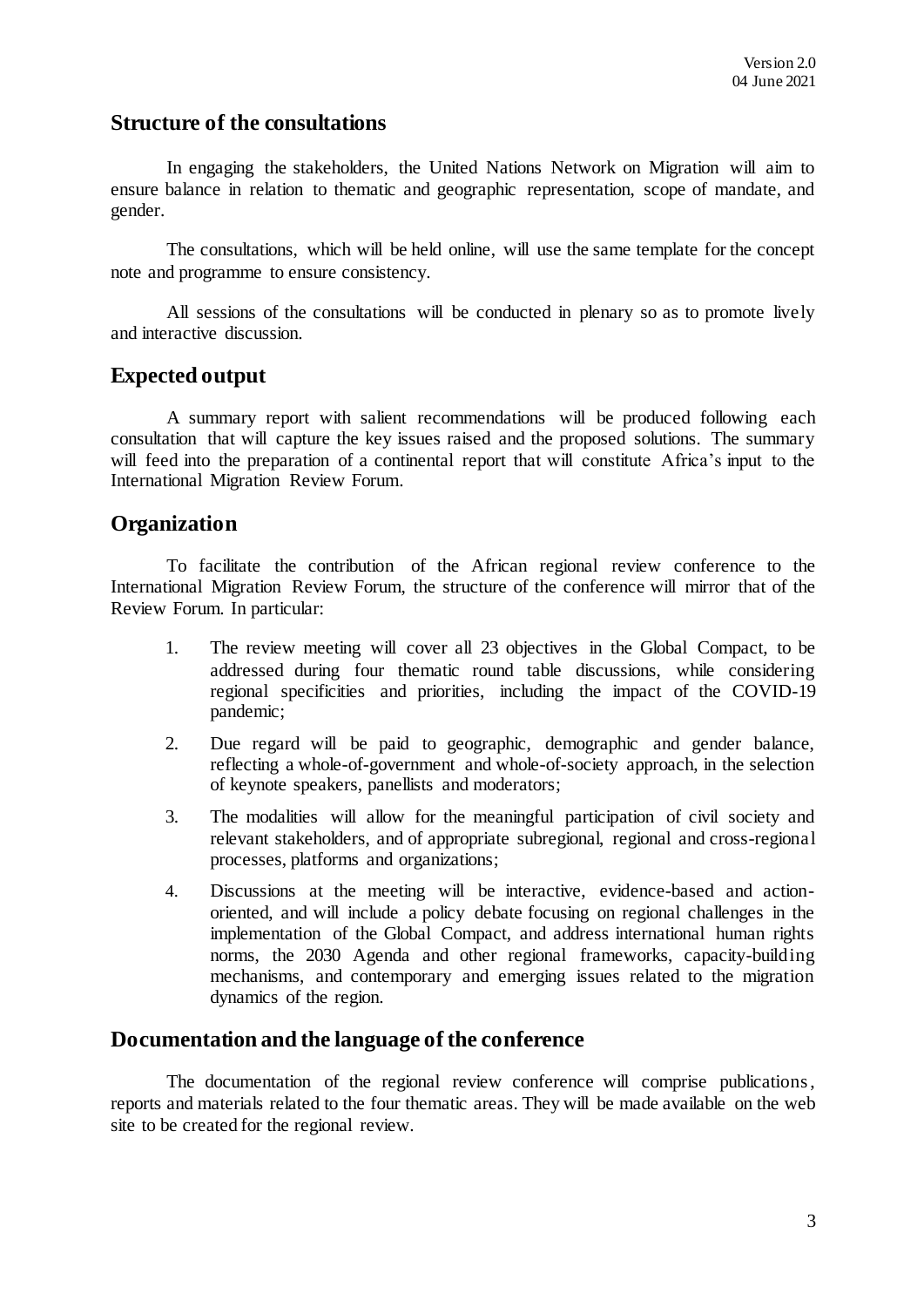## Structure of the consultations

In engaging the stakeholders, the United Nations Network on Migration will aim to ensure balance in relation to thematic and geographic representation, scope of mandate, and gender.

The consultations, which will be held online, will use the same template for the concept note and programme to ensure consistency.

All sessions of the consultations will be conducted in plenary so as to promote lively and interactive discussion.

## Expected output

A summary report with salient recommendations will be produced following each consultation that will capture the key issues raised and the proposed solutions. The summary will feed into the preparation of a continental report that will constitute Africa's input to the International Migration Review Forum.

## Organization

To facilitate the contribution of the African regional review conference to the International Migration Review Forum, the structure of the conference will mirror that of the Review Forum. In particular:

1. The review meeting will cover all 23 objectives in the Global Compact, to be addressed during four thematic round table discussions, while considering regional specificities and priorities, including the impact of the COVID-19 pandemic;
2. Due regard will be paid to geographic, demographic and gender balance, reflecting a whole-of-government and whole-of-society approach, in the selection of keynote speakers, panellists and moderators;
3. The modalities will allow for the meaningful participation of civil society and relevant stakeholders, and of appropriate subregional, regional and cross-regional processes, platforms and organizations;
4. Discussions at the meeting will be interactive, evidence-based and action-oriented, and will include a policy debate focusing on regional challenges in the implementation of the Global Compact, and address international human rights norms, the 2030 Agenda and other regional frameworks, capacity-building mechanisms, and contemporary and emerging issues related to the migration dynamics of the region.

## Documentation and the language of the conference

The documentation of the regional review conference will comprise publications, reports and materials related to the four thematic areas. They will be made available on the web site to be created for the regional review.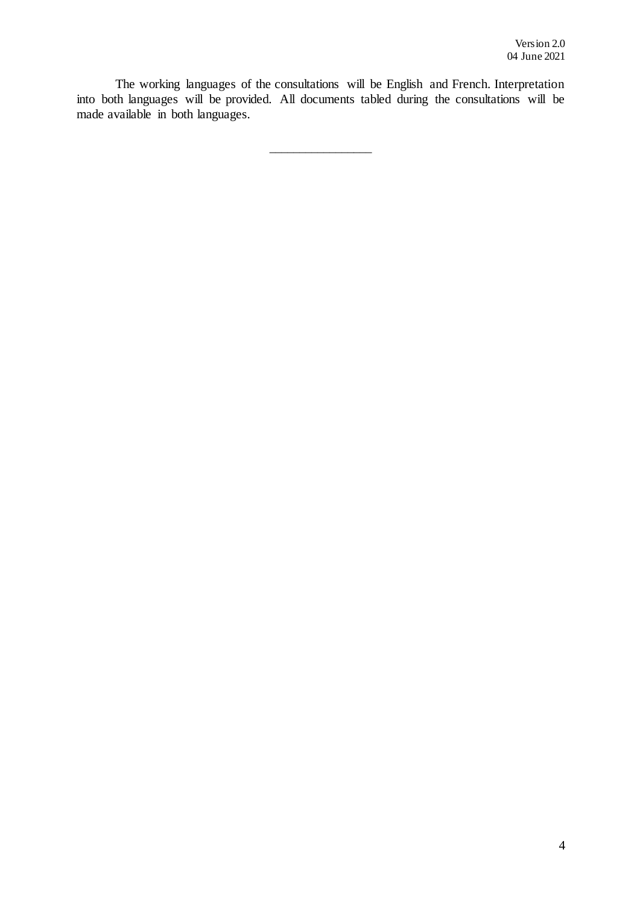The working languages of the consultations will be English and French. Interpretation into both languages will be provided. All documents tabled during the consultations will be made available in both languages.

_________________